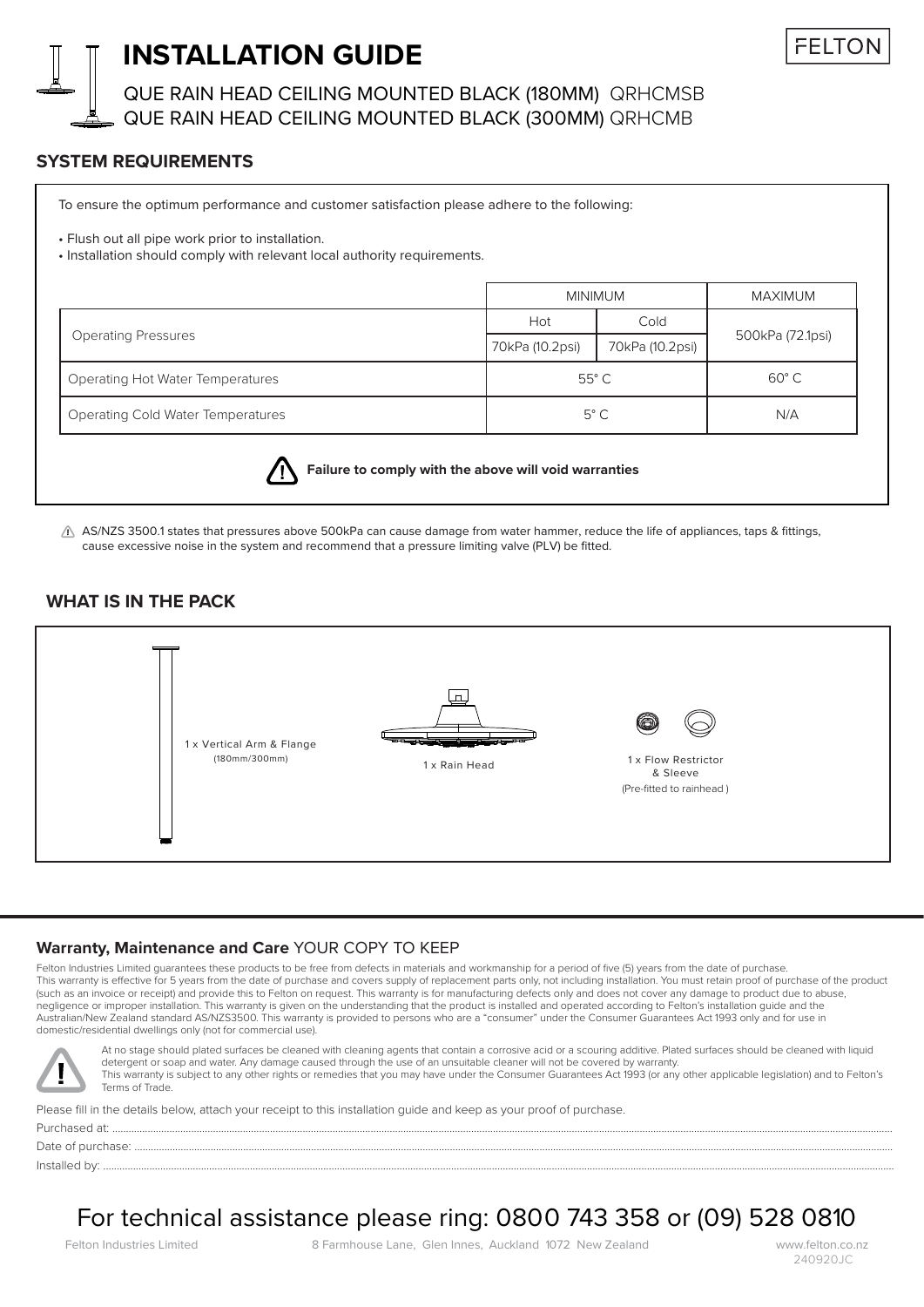# INSTALLATION GUIDE

FELTON

QUE RAIN HEAD CEILING MOUNTED BLACK (180MM) QRHCMSB
QUE RAIN HEAD CEILING MOUNTED BLACK (300MM) QRHCMB

## SYSTEM REQUIREMENTS

To ensure the optimum performance and customer satisfaction please adhere to the following:

- Flush out all pipe work prior to installation.
- Installation should comply with relevant local authority requirements.

| | MINIMUM | | MAXIMUM |
|---|---|---|---|
| | Hot | Cold | |
| Operating Pressures | 70kPa (10.2psi) | 70kPa (10.2psi) | 500kPa (72.1psi) |
| Operating Hot Water Temperatures | 55° C | | 60° C |
| Operating Cold Water Temperatures | 5° C | | N/A |

**Failure to comply with the above will void warranties**

AS/NZS 3500.1 states that pressures above 500kPa can cause damage from water hammer, reduce the life of appliances, taps & fittings, cause excessive noise in the system and recommend that a pressure limiting valve (PLV) be fitted.

## WHAT IS IN THE PACK

1 x Vertical Arm & Flange (180mm/300mm)

1 x Rain Head

1 x Flow Restrictor & Sleeve (Pre-fitted to rainhead )

## Warranty, Maintenance and Care YOUR COPY TO KEEP

Felton Industries Limited guarantees these products to be free from defects in materials and workmanship for a period of five (5) years from the date of purchase. This warranty is effective for 5 years from the date of purchase and covers supply of replacement parts only, not including installation. You must retain proof of purchase of the product (such as an invoice or receipt) and provide this to Felton on request. This warranty is for manufacturing defects only and does not cover any damage to product due to abuse, negligence or improper installation. This warranty is given on the understanding that the product is installed and operated according to Felton's installation guide and the Australian/New Zealand standard AS/NZS3500. This warranty is provided to persons who are a "consumer" under the Consumer Guarantees Act 1993 only and for use in domestic/residential dwellings only (not for commercial use).

At no stage should plated surfaces be cleaned with cleaning agents that contain a corrosive acid or a scouring additive. Plated surfaces should be cleaned with liquid detergent or soap and water. Any damage caused through the use of an unsuitable cleaner will not be covered by warranty.
This warranty is subject to any other rights or remedies that you may have under the Consumer Guarantees Act 1993 (or any other applicable legislation) and to Felton's Terms of Trade.

Please fill in the details below, attach your receipt to this installation guide and keep as your proof of purchase.

Purchased at: ..........

Date of purchase: ..........

Installed by: ..........

For technical assistance please ring: 0800 743 358 or (09) 528 0810

Felton Industries Limited 8 Farmhouse Lane, Glen Innes, Auckland 1072 New Zealand www.felton.co.nz

240920JC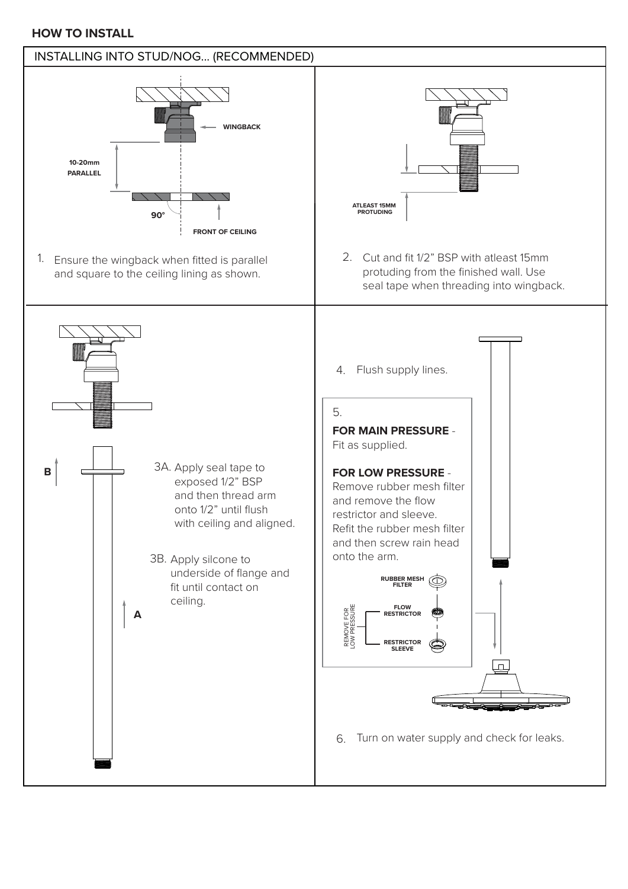## HOW TO INSTALL

### INSTALLING INTO STUD/NOG... (RECOMMENDED)

WINGBACK

10-20mm PARALLEL

90°

FRONT OF CEILING

1. Ensure the wingback when fitted is parallel and square to the ceiling lining as shown.

ATLEAST 15MM PROTUDING

2. Cut and fit 1/2" BSP with atleast 15mm protuding from the finished wall. Use seal tape when threading into wingback.

B

A

3A. Apply seal tape to exposed 1/2" BSP and then thread arm onto 1/2" until flush with ceiling and aligned.

3B. Apply silcone to underside of flange and fit until contact on ceiling.

4. Flush supply lines.

5.

**FOR MAIN PRESSURE** - Fit as supplied.

**FOR LOW PRESSURE** - Remove rubber mesh filter and remove the flow restrictor and sleeve. Refit the rubber mesh filter and then screw rain head onto the arm.

RUBBER MESH FILTER

REMOVE FOR LOW PRESSURE

FLOW RESTRICTOR

RESTRICTOR SLEEVE

6. Turn on water supply and check for leaks.